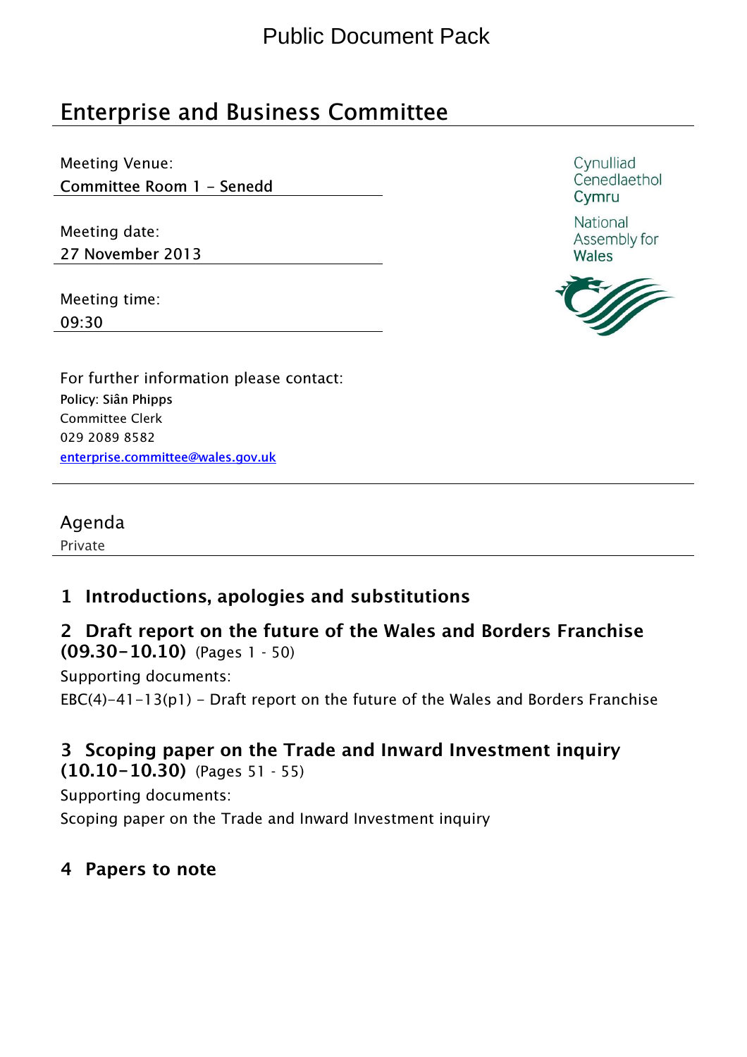Public Document Pack

# Enterprise and Business Committee

Meeting Venue:
Committee Room 1 – Senedd

Meeting date:
27 November 2013

Meeting time:
09:30

Cynulliad
Cenedlaethol
Cymru

National
Assembly for
Wales

For further information please contact:
**Policy: Siân Phipps**
Committee Clerk
029 2089 8582
enterprise.committee@wales.gov.uk

## Agenda

Private

### 1 Introductions, apologies and substitutions

### 2 Draft report on the future of the Wales and Borders Franchise (09.30–10.10) (Pages 1 - 50)

Supporting documents:
EBC(4)–41–13(p1) – Draft report on the future of the Wales and Borders Franchise

### 3 Scoping paper on the Trade and Inward Investment inquiry (10.10–10.30) (Pages 51 - 55)

Supporting documents:
Scoping paper on the Trade and Inward Investment inquiry

### 4 Papers to note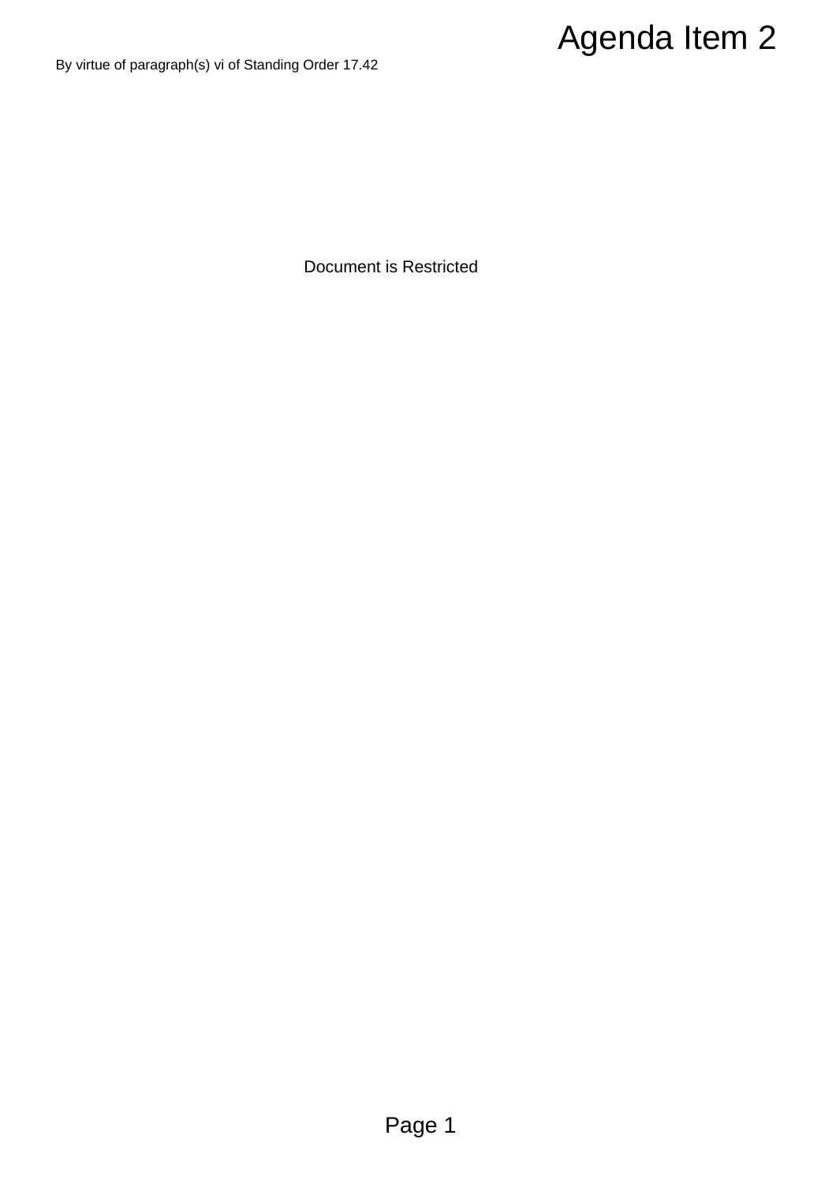By virtue of paragraph(s) vi of Standing Order 17.42

# Agenda Item 2

Document is Restricted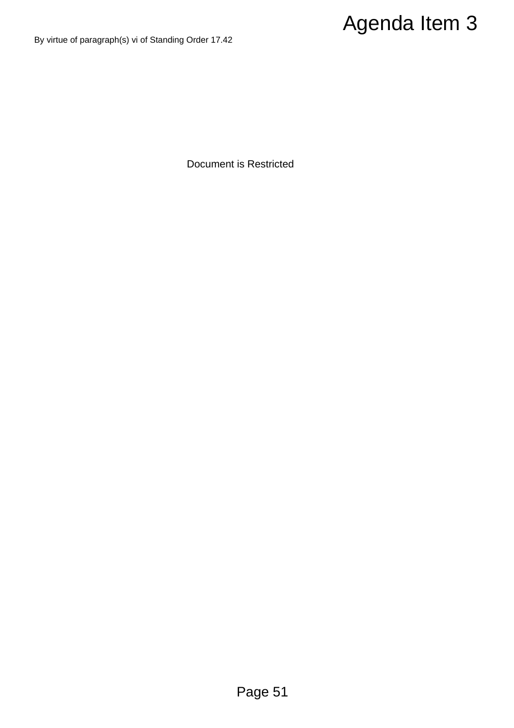# Agenda Item 3

By virtue of paragraph(s) vi of Standing Order 17.42

Document is Restricted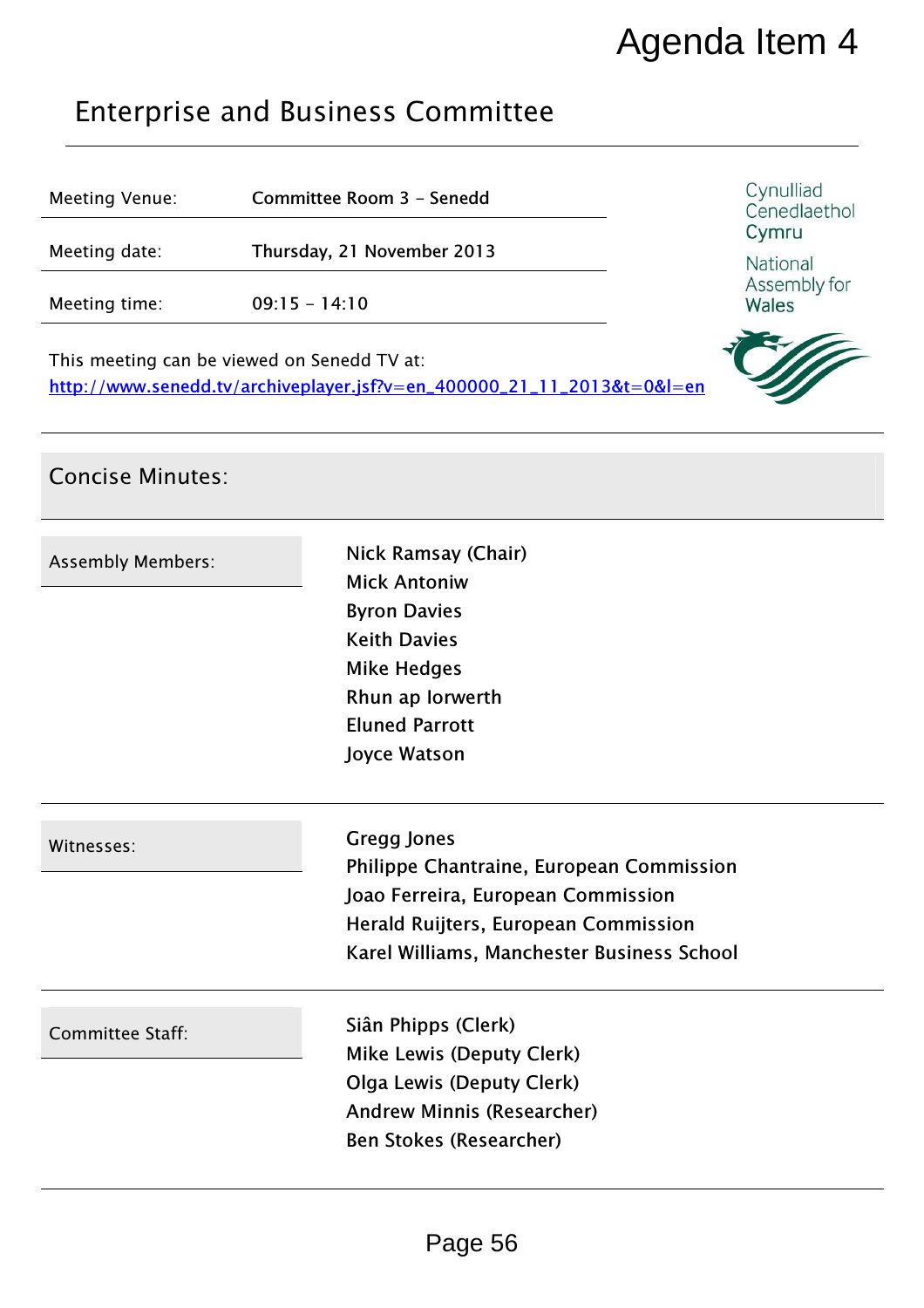Agenda Item 4

# Enterprise and Business Committee

| | |
|---|---|
| Meeting Venue: | Committee Room 3 - Senedd |
| Meeting date: | Thursday, 21 November 2013 |
| Meeting time: | 09:15 - 14:10 |

Cynulliad Cenedlaethol Cymru

National Assembly for Wales

This meeting can be viewed on Senedd TV at:
[http://www.senedd.tv/archiveplayer.jsf?v=en_400000_21_11_2013&t=0&l=en](http://www.senedd.tv/archiveplayer.jsf?v=en_400000_21_11_2013&t=0&l=en)

## Concise Minutes:

**Assembly Members:**

Nick Ramsay (Chair)
Mick Antoniw
Byron Davies
Keith Davies
Mike Hedges
Rhun ap Iorwerth
Eluned Parrott
Joyce Watson

**Witnesses:**

Gregg Jones
Philippe Chantraine, European Commission
Joao Ferreira, European Commission
Herald Ruijters, European Commission
Karel Williams, Manchester Business School

**Committee Staff:**

Siân Phipps (Clerk)
Mike Lewis (Deputy Clerk)
Olga Lewis (Deputy Clerk)
Andrew Minnis (Researcher)
Ben Stokes (Researcher)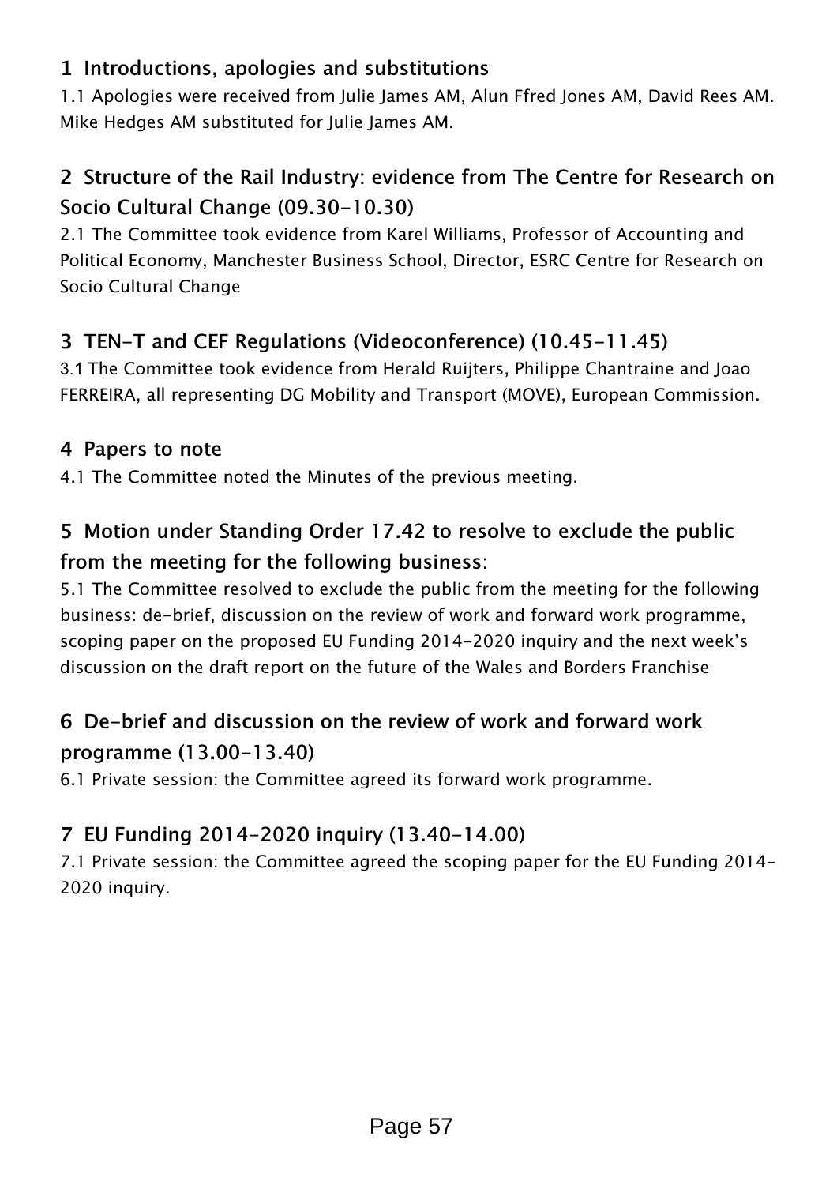## 1 Introductions, apologies and substitutions

1.1 Apologies were received from Julie James AM, Alun Ffred Jones AM, David Rees AM. Mike Hedges AM substituted for Julie James AM.

## 2 Structure of the Rail Industry: evidence from The Centre for Research on Socio Cultural Change (09.30-10.30)

2.1 The Committee took evidence from Karel Williams, Professor of Accounting and Political Economy, Manchester Business School, Director, ESRC Centre for Research on Socio Cultural Change

## 3 TEN-T and CEF Regulations (Videoconference) (10.45-11.45)

3.1 The Committee took evidence from Herald Ruijters, Philippe Chantraine and Joao FERREIRA, all representing DG Mobility and Transport (MOVE), European Commission.

## 4 Papers to note

4.1 The Committee noted the Minutes of the previous meeting.

## 5 Motion under Standing Order 17.42 to resolve to exclude the public from the meeting for the following business:

5.1 The Committee resolved to exclude the public from the meeting for the following business: de-brief, discussion on the review of work and forward work programme, scoping paper on the proposed EU Funding 2014-2020 inquiry and the next week's discussion on the draft report on the future of the Wales and Borders Franchise

## 6 De-brief and discussion on the review of work and forward work programme (13.00-13.40)

6.1 Private session: the Committee agreed its forward work programme.

## 7 EU Funding 2014-2020 inquiry (13.40-14.00)

7.1 Private session: the Committee agreed the scoping paper for the EU Funding 2014-2020 inquiry.